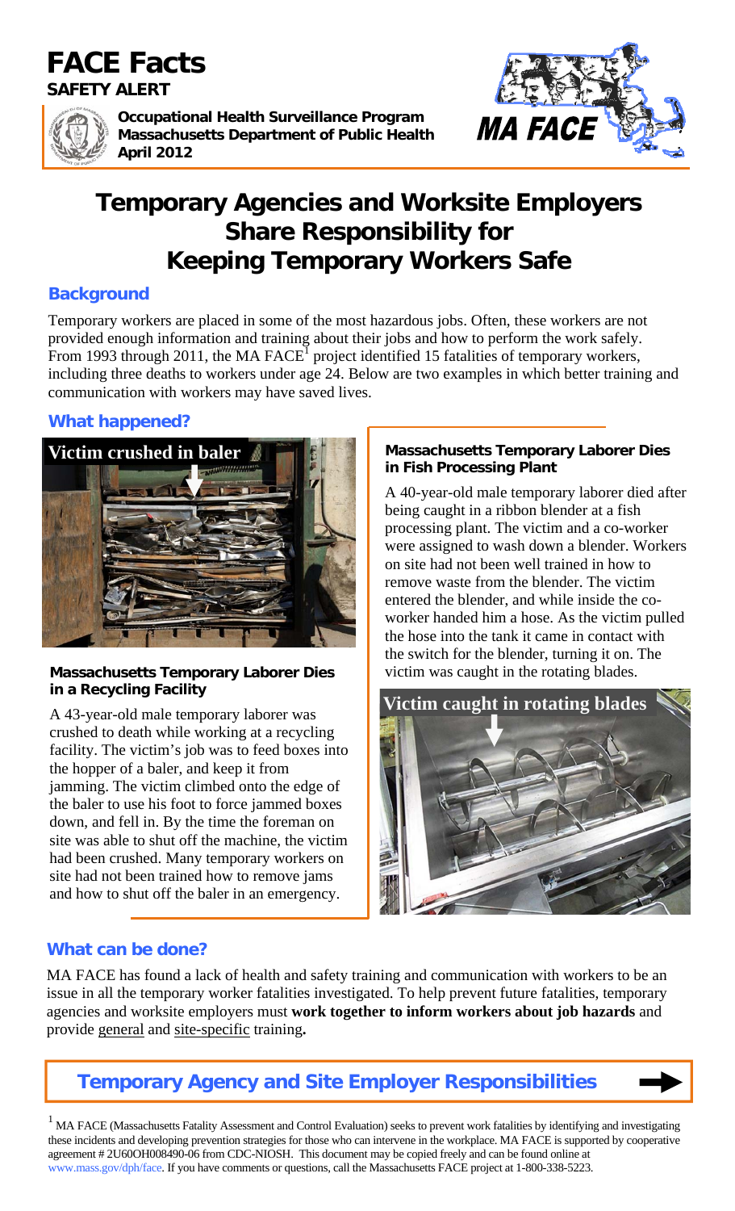# FACE Facts

**SAFETY ALERT**

**Occupational Health Surveillance Program**
**Massachusetts Department of Public Health**
**April 2012**

MA FACE

# Temporary Agencies and Worksite Employers Share Responsibility for Keeping Temporary Workers Safe

## Background

Temporary workers are placed in some of the most hazardous jobs. Often, these workers are not provided enough information and training about their jobs and how to perform the work safely. From 1993 through 2011, the MA FACE[1] project identified 15 fatalities of temporary workers, including three deaths to workers under age 24. Below are two examples in which better training and communication with workers may have saved lives.

## What happened?

**Victim crushed in baler**

### Massachusetts Temporary Laborer Dies in a Recycling Facility

A 43-year-old male temporary laborer was crushed to death while working at a recycling facility. The victim's job was to feed boxes into the hopper of a baler, and keep it from jamming. The victim climbed onto the edge of the baler to use his foot to force jammed boxes down, and fell in. By the time the foreman on site was able to shut off the machine, the victim had been crushed. Many temporary workers on site had not been trained how to remove jams and how to shut off the baler in an emergency.

### Massachusetts Temporary Laborer Dies in Fish Processing Plant

A 40-year-old male temporary laborer died after being caught in a ribbon blender at a fish processing plant. The victim and a co-worker were assigned to wash down a blender. Workers on site had not been well trained in how to remove waste from the blender. The victim entered the blender, and while inside the co-worker handed him a hose. As the victim pulled the hose into the tank it came in contact with the switch for the blender, turning it on. The victim was caught in the rotating blades.

**Victim caught in rotating blades**

## What can be done?

MA FACE has found a lack of health and safety training and communication with workers to be an issue in all the temporary worker fatalities investigated. To help prevent future fatalities, temporary agencies and worksite employers must **work together to inform workers about job hazards** and provide <u>general</u> and <u>site-specific</u> training**.**

**Temporary Agency and Site Employer Responsibilities** →

[1] MA FACE (Massachusetts Fatality Assessment and Control Evaluation) seeks to prevent work fatalities by identifying and investigating these incidents and developing prevention strategies for those who can intervene in the workplace. MA FACE is supported by cooperative agreement # 2U60OH008490-06 from CDC-NIOSH. This document may be copied freely and can be found online at www.mass.gov/dph/face. If you have comments or questions, call the Massachusetts FACE project at 1-800-338-5223.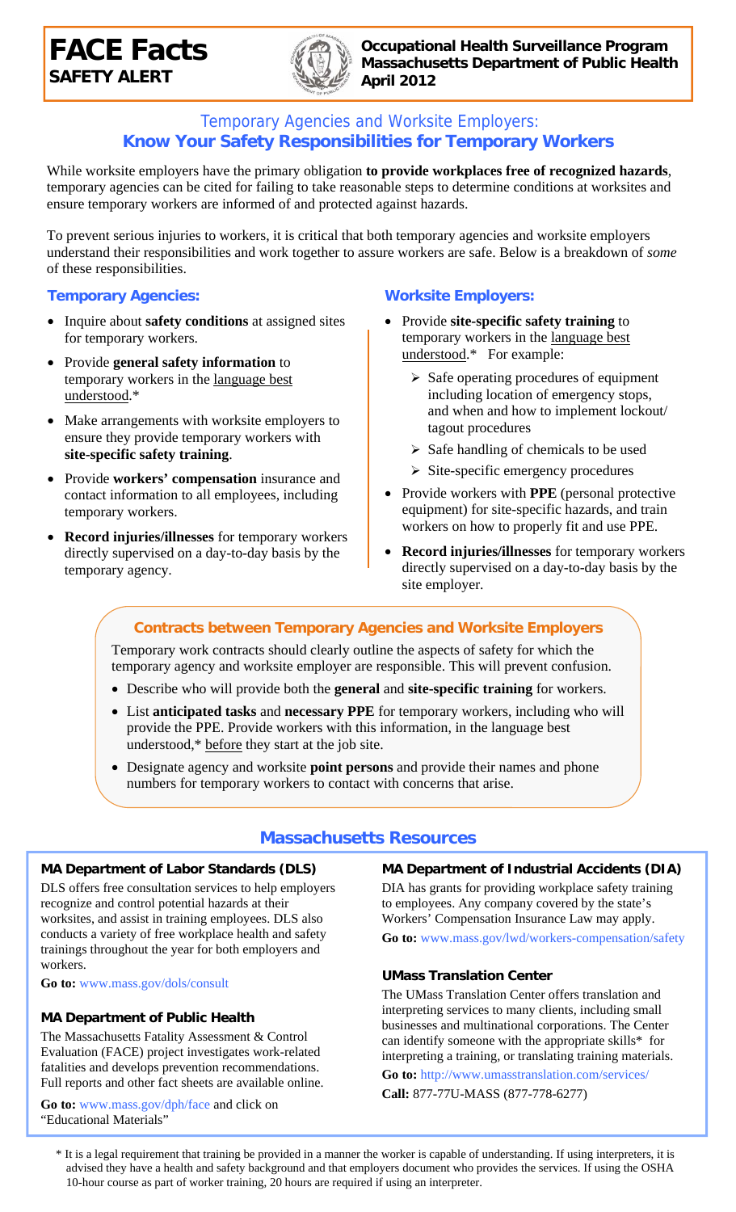# FACE Facts

**SAFETY ALERT**

**Occupational Health Surveillance Program**
**Massachusetts Department of Public Health**
**April 2012**

## Temporary Agencies and Worksite Employers:
## Know Your Safety Responsibilities for Temporary Workers

While worksite employers have the primary obligation **to provide workplaces free of recognized hazards**, temporary agencies can be cited for failing to take reasonable steps to determine conditions at worksites and ensure temporary workers are informed of and protected against hazards.

To prevent serious injuries to workers, it is critical that both temporary agencies and worksite employers understand their responsibilities and work together to assure workers are safe. Below is a breakdown of *some* of these responsibilities.

### Temporary Agencies:

- Inquire about **safety conditions** at assigned sites for temporary workers.
- Provide **general safety information** to temporary workers in the language best understood.*
- Make arrangements with worksite employers to ensure they provide temporary workers with **site-specific safety training**.
- Provide **workers' compensation** insurance and contact information to all employees, including temporary workers.
- **Record injuries/illnesses** for temporary workers directly supervised on a day-to-day basis by the temporary agency.

### Worksite Employers:

- Provide **site-specific safety training** to temporary workers in the language best understood.* For example:
  - Safe operating procedures of equipment including location of emergency stops, and when and how to implement lockout/ tagout procedures
  - Safe handling of chemicals to be used
  - Site-specific emergency procedures
- Provide workers with **PPE** (personal protective equipment) for site-specific hazards, and train workers on how to properly fit and use PPE.
- **Record injuries/illnesses** for temporary workers directly supervised on a day-to-day basis by the site employer.

### Contracts between Temporary Agencies and Worksite Employers

Temporary work contracts should clearly outline the aspects of safety for which the temporary agency and worksite employer are responsible. This will prevent confusion.

- Describe who will provide both the **general** and **site-specific training** for workers.
- List **anticipated tasks** and **necessary PPE** for temporary workers, including who will provide the PPE. Provide workers with this information, in the language best understood,* before they start at the job site.
- Designate agency and worksite **point persons** and provide their names and phone numbers for temporary workers to contact with concerns that arise.

## Massachusetts Resources

### MA Department of Labor Standards (DLS)

DLS offers free consultation services to help employers recognize and control potential hazards at their worksites, and assist in training employees. DLS also conducts a variety of free workplace health and safety trainings throughout the year for both employers and workers.

**Go to:** www.mass.gov/dols/consult

### MA Department of Public Health

The Massachusetts Fatality Assessment & Control Evaluation (FACE) project investigates work-related fatalities and develops prevention recommendations. Full reports and other fact sheets are available online.

**Go to:** www.mass.gov/dph/face and click on "Educational Materials"

### MA Department of Industrial Accidents (DIA)

DIA has grants for providing workplace safety training to employees. Any company covered by the state's Workers' Compensation Insurance Law may apply.

**Go to:** www.mass.gov/lwd/workers-compensation/safety

### UMass Translation Center

The UMass Translation Center offers translation and interpreting services to many clients, including small businesses and multinational corporations. The Center can identify someone with the appropriate skills* for interpreting a training, or translating training materials.

**Go to:** http://www.umasstranslation.com/services/

**Call:** 877-77U-MASS (877-778-6277)

* It is a legal requirement that training be provided in a manner the worker is capable of understanding. If using interpreters, it is advised they have a health and safety background and that employers document who provides the services. If using the OSHA 10-hour course as part of worker training, 20 hours are required if using an interpreter.